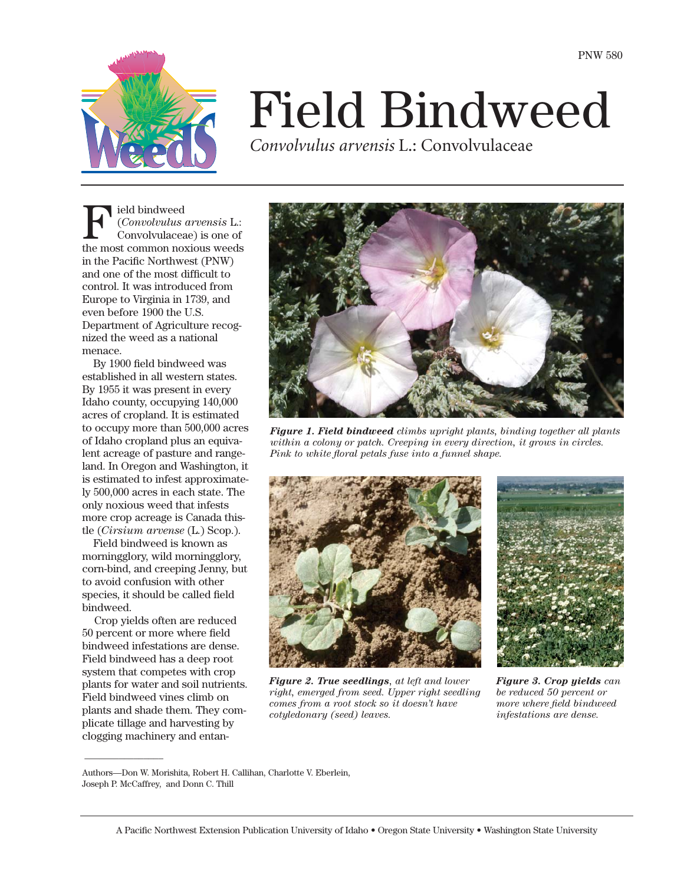PNW 580

# Field Bindweed

*Convolvulus arvensis* L.: Convolvulaceae

Field bindweed (*Convolvulus arvensis* L.: Convolvulaceae) is one of the most common noxious weeds in the Pacific Northwest (PNW) and one of the most difficult to control. It was introduced from Europe to Virginia in 1739, and even before 1900 the U.S. Department of Agriculture recognized the weed as a national menace.

By 1900 field bindweed was established in all western states. By 1955 it was present in every Idaho county, occupying 140,000 acres of cropland. It is estimated to occupy more than 500,000 acres of Idaho cropland plus an equivalent acreage of pasture and rangeland. In Oregon and Washington, it is estimated to infest approximately 500,000 acres in each state. The only noxious weed that infests more crop acreage is Canada thistle (*Cirsium arvense* (L.) Scop.).

Field bindweed is known as morningglory, wild morningglory, corn-bind, and creeping Jenny, but to avoid confusion with other species, it should be called field bindweed.

Crop yields often are reduced 50 percent or more where field bindweed infestations are dense. Field bindweed has a deep root system that competes with crop plants for water and soil nutrients. Field bindweed vines climb on plants and shade them. They complicate tillage and harvesting by clogging machinery and entan-

***Figure 1. Field bindweed*** *climbs upright plants, binding together all plants within a colony or patch. Creeping in every direction, it grows in circles. Pink to white floral petals fuse into a funnel shape.*

***Figure 2. True seedlings****, at left and lower right, emerged from seed. Upper right seedling comes from a root stock so it doesn't have cotyledonary (seed) leaves.*

***Figure 3. Crop yields*** *can be reduced 50 percent or more where field bindweed infestations are dense.*

Authors—Don W. Morishita, Robert H. Callihan, Charlotte V. Eberlein, Joseph P. McCaffrey, and Donn C. Thill

A Pacific Northwest Extension Publication University of Idaho • Oregon State University • Washington State University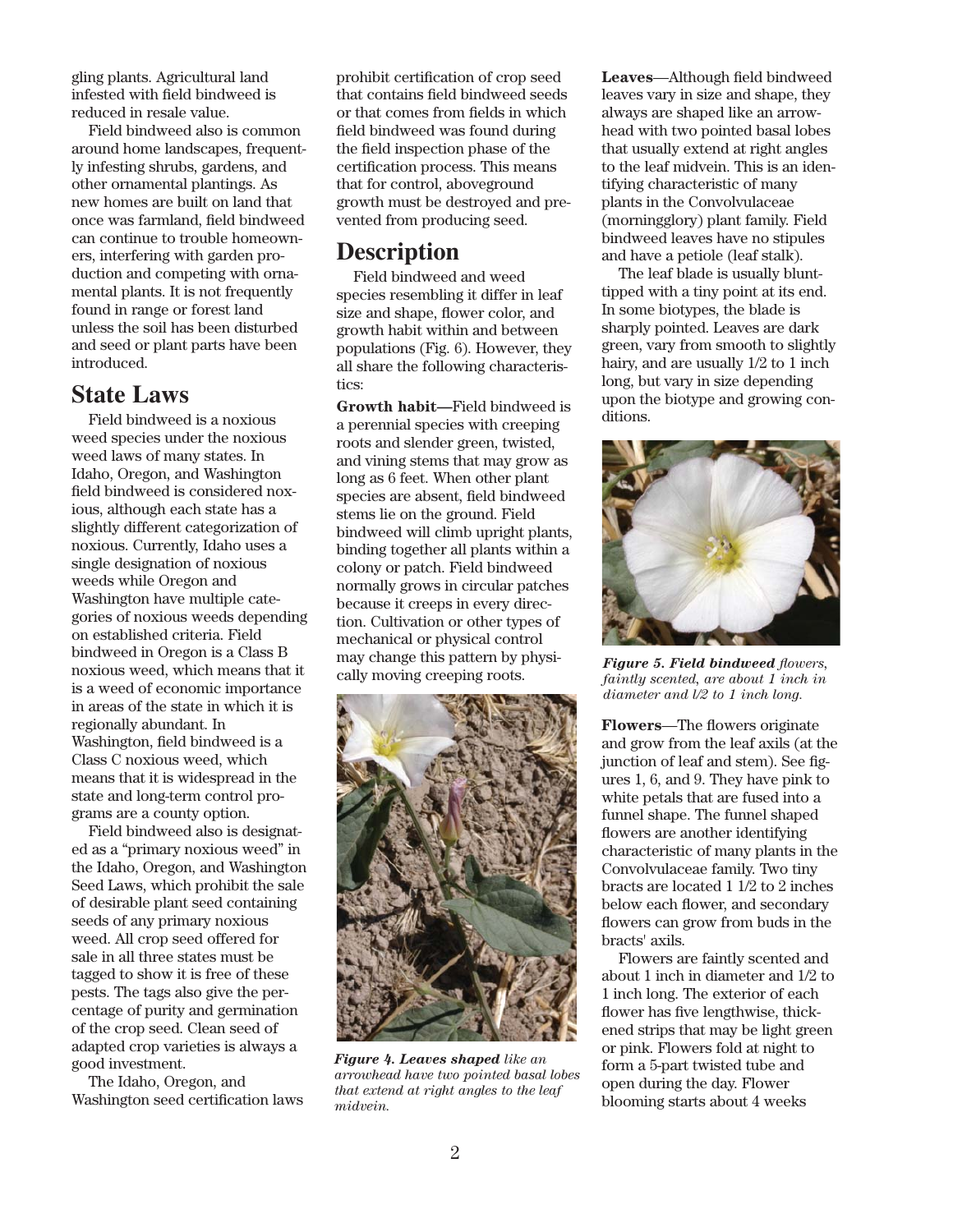gling plants. Agricultural land infested with field bindweed is reduced in resale value.

Field bindweed also is common around home landscapes, frequently infesting shrubs, gardens, and other ornamental plantings. As new homes are built on land that once was farmland, field bindweed can continue to trouble homeowners, interfering with garden production and competing with ornamental plants. It is not frequently found in range or forest land unless the soil has been disturbed and seed or plant parts have been introduced.

## State Laws

Field bindweed is a noxious weed species under the noxious weed laws of many states. In Idaho, Oregon, and Washington field bindweed is considered noxious, although each state has a slightly different categorization of noxious. Currently, Idaho uses a single designation of noxious weeds while Oregon and Washington have multiple categories of noxious weeds depending on established criteria. Field bindweed in Oregon is a Class B noxious weed, which means that it is a weed of economic importance in areas of the state in which it is regionally abundant. In Washington, field bindweed is a Class C noxious weed, which means that it is widespread in the state and long-term control programs are a county option.

Field bindweed also is designated as a "primary noxious weed" in the Idaho, Oregon, and Washington Seed Laws, which prohibit the sale of desirable plant seed containing seeds of any primary noxious weed. All crop seed offered for sale in all three states must be tagged to show it is free of these pests. The tags also give the percentage of purity and germination of the crop seed. Clean seed of adapted crop varieties is always a good investment.

The Idaho, Oregon, and Washington seed certification laws prohibit certification of crop seed that contains field bindweed seeds or that comes from fields in which field bindweed was found during the field inspection phase of the certification process. This means that for control, aboveground growth must be destroyed and prevented from producing seed.

## Description

Field bindweed and weed species resembling it differ in leaf size and shape, flower color, and growth habit within and between populations (Fig. 6). However, they all share the following characteristics:

**Growth habit**—Field bindweed is a perennial species with creeping roots and slender green, twisted, and vining stems that may grow as long as 6 feet. When other plant species are absent, field bindweed stems lie on the ground. Field bindweed will climb upright plants, binding together all plants within a colony or patch. Field bindweed normally grows in circular patches because it creeps in every direction. Cultivation or other types of mechanical or physical control may change this pattern by physically moving creeping roots.

***Figure 4. Leaves shaped*** *like an arrowhead have two pointed basal lobes that extend at right angles to the leaf midvein.*

**Leaves**—Although field bindweed leaves vary in size and shape, they always are shaped like an arrowhead with two pointed basal lobes that usually extend at right angles to the leaf midvein. This is an identifying characteristic of many plants in the Convolvulaceae (morningglory) plant family. Field bindweed leaves have no stipules and have a petiole (leaf stalk).

The leaf blade is usually blunt-tipped with a tiny point at its end. In some biotypes, the blade is sharply pointed. Leaves are dark green, vary from smooth to slightly hairy, and are usually 1/2 to 1 inch long, but vary in size depending upon the biotype and growing conditions.

***Figure 5. Field bindweed*** *flowers, faintly scented, are about 1 inch in diameter and 1/2 to 1 inch long.*

**Flowers**—The flowers originate and grow from the leaf axils (at the junction of leaf and stem). See figures 1, 6, and 9. They have pink to white petals that are fused into a funnel shape. The funnel shaped flowers are another identifying characteristic of many plants in the Convolvulaceae family. Two tiny bracts are located 1 1/2 to 2 inches below each flower, and secondary flowers can grow from buds in the bracts' axils.

Flowers are faintly scented and about 1 inch in diameter and 1/2 to 1 inch long. The exterior of each flower has five lengthwise, thickened strips that may be light green or pink. Flowers fold at night to form a 5-part twisted tube and open during the day. Flower blooming starts about 4 weeks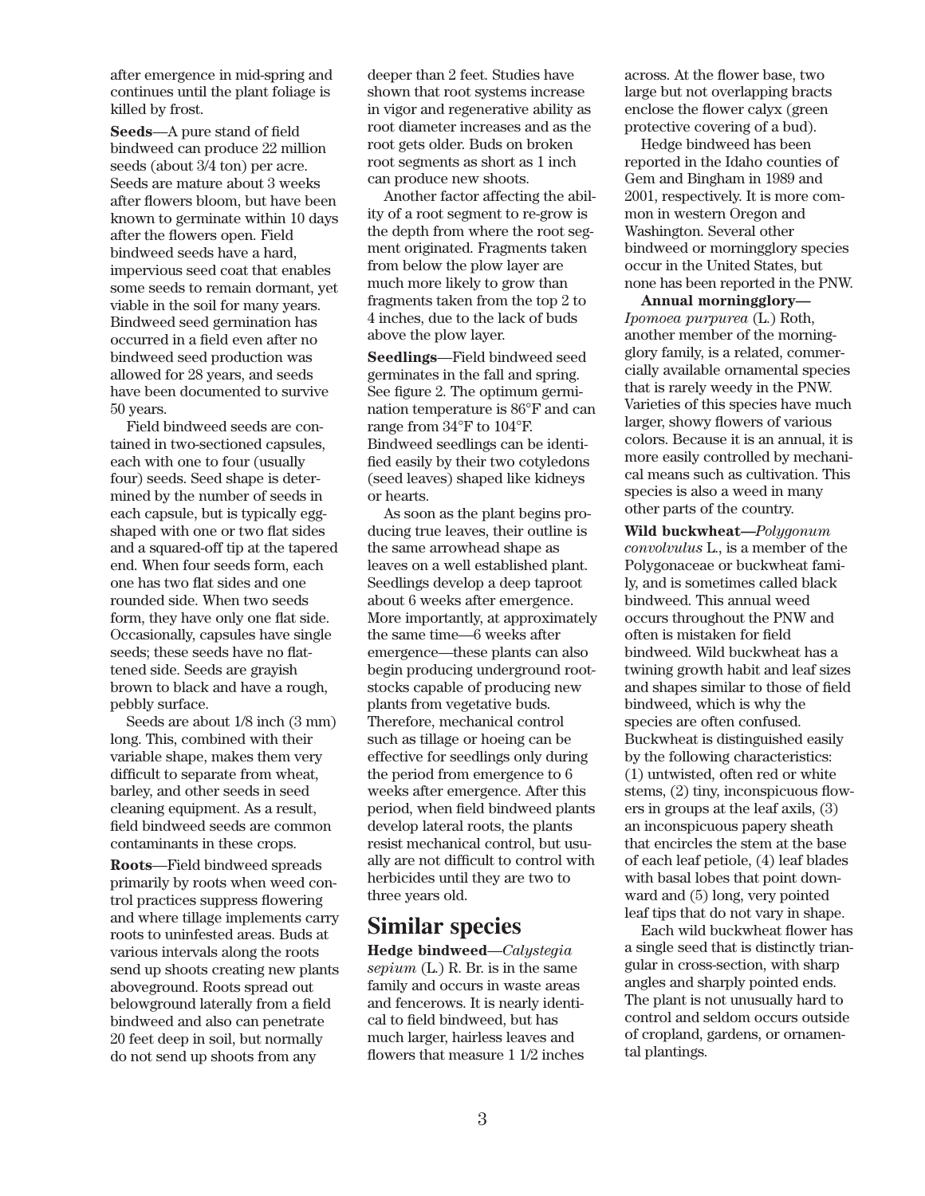after emergence in mid-spring and continues until the plant foliage is killed by frost.

**Seeds**—A pure stand of field bindweed can produce 22 million seeds (about 3/4 ton) per acre. Seeds are mature about 3 weeks after flowers bloom, but have been known to germinate within 10 days after the flowers open. Field bindweed seeds have a hard, impervious seed coat that enables some seeds to remain dormant, yet viable in the soil for many years. Bindweed seed germination has occurred in a field even after no bindweed seed production was allowed for 28 years, and seeds have been documented to survive 50 years.

Field bindweed seeds are contained in two-sectioned capsules, each with one to four (usually four) seeds. Seed shape is determined by the number of seeds in each capsule, but is typically egg-shaped with one or two flat sides and a squared-off tip at the tapered end. When four seeds form, each one has two flat sides and one rounded side. When two seeds form, they have only one flat side. Occasionally, capsules have single seeds; these seeds have no flattened side. Seeds are grayish brown to black and have a rough, pebbly surface.

Seeds are about 1/8 inch (3 mm) long. This, combined with their variable shape, makes them very difficult to separate from wheat, barley, and other seeds in seed cleaning equipment. As a result, field bindweed seeds are common contaminants in these crops.

**Roots**—Field bindweed spreads primarily by roots when weed control practices suppress flowering and where tillage implements carry roots to uninfested areas. Buds at various intervals along the roots send up shoots creating new plants aboveground. Roots spread out belowground laterally from a field bindweed and also can penetrate 20 feet deep in soil, but normally do not send up shoots from any deeper than 2 feet. Studies have shown that root systems increase in vigor and regenerative ability as root diameter increases and as the root gets older. Buds on broken root segments as short as 1 inch can produce new shoots.

Another factor affecting the ability of a root segment to re-grow is the depth from where the root segment originated. Fragments taken from below the plow layer are much more likely to grow than fragments taken from the top 2 to 4 inches, due to the lack of buds above the plow layer.

**Seedlings**—Field bindweed seed germinates in the fall and spring. See figure 2. The optimum germination temperature is 86°F and can range from 34°F to 104°F. Bindweed seedlings can be identified easily by their two cotyledons (seed leaves) shaped like kidneys or hearts.

As soon as the plant begins producing true leaves, their outline is the same arrowhead shape as leaves on a well established plant. Seedlings develop a deep taproot about 6 weeks after emergence. More importantly, at approximately the same time—6 weeks after emergence—these plants can also begin producing underground rootstocks capable of producing new plants from vegetative buds. Therefore, mechanical control such as tillage or hoeing can be effective for seedlings only during the period from emergence to 6 weeks after emergence. After this period, when field bindweed plants develop lateral roots, the plants resist mechanical control, but usually are not difficult to control with herbicides until they are two to three years old.

## Similar species

**Hedge bindweed**—*Calystegia sepium* (L.) R. Br. is in the same family and occurs in waste areas and fencerows. It is nearly identical to field bindweed, but has much larger, hairless leaves and flowers that measure 1 1/2 inches across. At the flower base, two large but not overlapping bracts enclose the flower calyx (green protective covering of a bud).

Hedge bindweed has been reported in the Idaho counties of Gem and Bingham in 1989 and 2001, respectively. It is more common in western Oregon and Washington. Several other bindweed or morningglory species occur in the United States, but none has been reported in the PNW.

**Annual morningglory—** *Ipomoea purpurea* (L.) Roth, another member of the morningglory family, is a related, commercially available ornamental species that is rarely weedy in the PNW. Varieties of this species have much larger, showy flowers of various colors. Because it is an annual, it is more easily controlled by mechanical means such as cultivation. This species is also a weed in many other parts of the country.

**Wild buckwheat—***Polygonum convolvulus* L., is a member of the Polygonaceae or buckwheat family, and is sometimes called black bindweed. This annual weed occurs throughout the PNW and often is mistaken for field bindweed. Wild buckwheat has a twining growth habit and leaf sizes and shapes similar to those of field bindweed, which is why the species are often confused. Buckwheat is distinguished easily by the following characteristics: (1) untwisted, often red or white stems, (2) tiny, inconspicuous flowers in groups at the leaf axils, (3) an inconspicuous papery sheath that encircles the stem at the base of each leaf petiole, (4) leaf blades with basal lobes that point downward and (5) long, very pointed leaf tips that do not vary in shape.

Each wild buckwheat flower has a single seed that is distinctly triangular in cross-section, with sharp angles and sharply pointed ends. The plant is not unusually hard to control and seldom occurs outside of cropland, gardens, or ornamental plantings.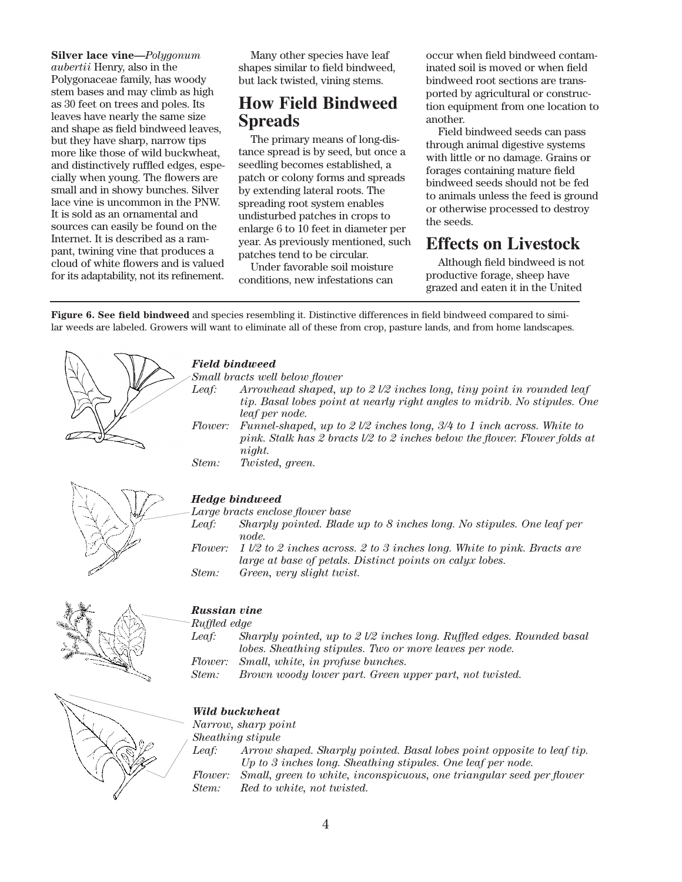**Silver lace vine—***Polygonum aubertii* Henry, also in the Polygonaceae family, has woody stem bases and may climb as high as 30 feet on trees and poles. Its leaves have nearly the same size and shape as field bindweed leaves, but they have sharp, narrow tips more like those of wild buckwheat, and distinctively ruffled edges, especially when young. The flowers are small and in showy bunches. Silver lace vine is uncommon in the PNW. It is sold as an ornamental and sources can easily be found on the Internet. It is described as a rampant, twining vine that produces a cloud of white flowers and is valued for its adaptability, not its refinement.

Many other species have leaf shapes similar to field bindweed, but lack twisted, vining stems.

## How Field Bindweed Spreads

The primary means of long-distance spread is by seed, but once a seedling becomes established, a patch or colony forms and spreads by extending lateral roots. The spreading root system enables undisturbed patches in crops to enlarge 6 to 10 feet in diameter per year. As previously mentioned, such patches tend to be circular.

Under favorable soil moisture conditions, new infestations can occur when field bindweed contaminated soil is moved or when field bindweed root sections are transported by agricultural or construction equipment from one location to another.

Field bindweed seeds can pass through animal digestive systems with little or no damage. Grains or forages containing mature field bindweed seeds should not be fed to animals unless the feed is ground or otherwise processed to destroy the seeds.

## Effects on Livestock

Although field bindweed is not productive forage, sheep have grazed and eaten it in the United

**Figure 6. See field bindweed** and species resembling it. Distinctive differences in field bindweed compared to similar weeds are labeled. Growers will want to eliminate all of these from crop, pasture lands, and from home landscapes.

***Field bindweed***

*Small bracts well below flower*

*Leaf:* *Arrowhead shaped, up to 2 1/2 inches long, tiny point in rounded leaf tip. Basal lobes point at nearly right angles to midrib. No stipules. One leaf per node.*

*Flower:* *Funnel-shaped, up to 2 1/2 inches long, 3/4 to 1 inch across. White to pink. Stalk has 2 bracts 1/2 to 2 inches below the flower. Flower folds at night.*

*Stem:* *Twisted, green.*

***Hedge bindweed***

*Large bracts enclose flower base*

*Leaf:* *Sharply pointed. Blade up to 8 inches long. No stipules. One leaf per node.*

*Flower:* *1 1/2 to 2 inches across. 2 to 3 inches long. White to pink. Bracts are large at base of petals. Distinct points on calyx lobes.*

*Stem:* *Green, very slight twist.*

***Russian vine***

*Ruffled edge*

*Leaf:* *Sharply pointed, up to 2 1/2 inches long. Ruffled edges. Rounded basal lobes. Sheathing stipules. Two or more leaves per node.*

*Flower:* *Small, white, in profuse bunches.*

*Stem:* *Brown woody lower part. Green upper part, not twisted.*

***Wild buckwheat***

*Narrow, sharp point*

*Sheathing stipule*

*Leaf:* *Arrow shaped. Sharply pointed. Basal lobes point opposite to leaf tip. Up to 3 inches long. Sheathing stipules. One leaf per node.*

*Flower:* *Small, green to white, inconspicuous, one triangular seed per flower*

*Stem:* *Red to white, not twisted.*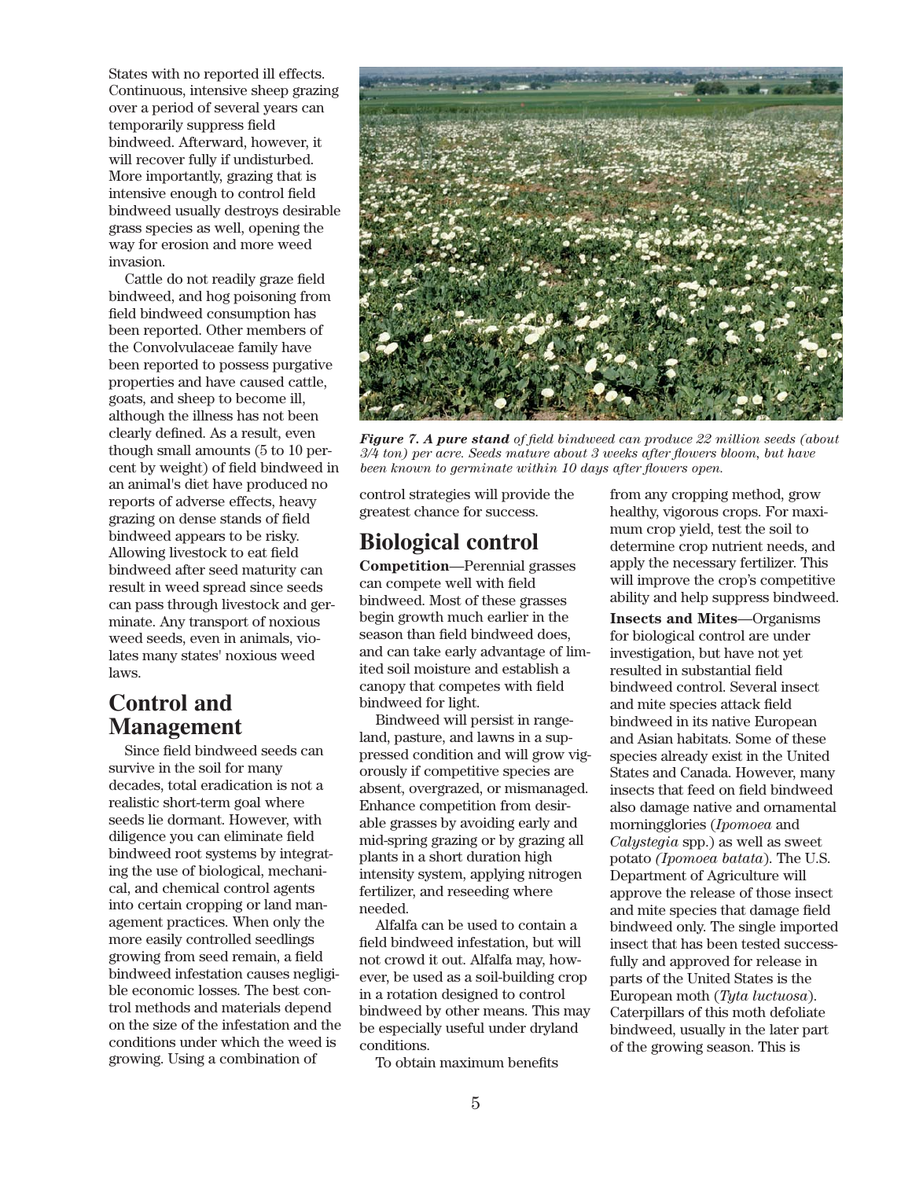States with no reported ill effects. Continuous, intensive sheep grazing over a period of several years can temporarily suppress field bindweed. Afterward, however, it will recover fully if undisturbed. More importantly, grazing that is intensive enough to control field bindweed usually destroys desirable grass species as well, opening the way for erosion and more weed invasion.

Cattle do not readily graze field bindweed, and hog poisoning from field bindweed consumption has been reported. Other members of the Convolvulaceae family have been reported to possess purgative properties and have caused cattle, goats, and sheep to become ill, although the illness has not been clearly defined. As a result, even though small amounts (5 to 10 percent by weight) of field bindweed in an animal's diet have produced no reports of adverse effects, heavy grazing on dense stands of field bindweed appears to be risky. Allowing livestock to eat field bindweed after seed maturity can result in weed spread since seeds can pass through livestock and germinate. Any transport of noxious weed seeds, even in animals, violates many states' noxious weed laws.

## Control and Management

Since field bindweed seeds can survive in the soil for many decades, total eradication is not a realistic short-term goal where seeds lie dormant. However, with diligence you can eliminate field bindweed root systems by integrating the use of biological, mechanical, and chemical control agents into certain cropping or land management practices. When only the more easily controlled seedlings growing from seed remain, a field bindweed infestation causes negligible economic losses. The best control methods and materials depend on the size of the infestation and the conditions under which the weed is growing. Using a combination of control strategies will provide the greatest chance for success.

***Figure 7. A pure stand*** *of field bindweed can produce 22 million seeds (about 3/4 ton) per acre. Seeds mature about 3 weeks after flowers bloom, but have been known to germinate within 10 days after flowers open.*

## Biological control

**Competition**—Perennial grasses can compete well with field bindweed. Most of these grasses begin growth much earlier in the season than field bindweed does, and can take early advantage of limited soil moisture and establish a canopy that competes with field bindweed for light.

Bindweed will persist in rangeland, pasture, and lawns in a suppressed condition and will grow vigorously if competitive species are absent, overgrazed, or mismanaged. Enhance competition from desirable grasses by avoiding early and mid-spring grazing or by grazing all plants in a short duration high intensity system, applying nitrogen fertilizer, and reseeding where needed.

Alfalfa can be used to contain a field bindweed infestation, but will not crowd it out. Alfalfa may, however, be used as a soil-building crop in a rotation designed to control bindweed by other means. This may be especially useful under dryland conditions.

To obtain maximum benefits from any cropping method, grow healthy, vigorous crops. For maximum crop yield, test the soil to determine crop nutrient needs, and apply the necessary fertilizer. This will improve the crop's competitive ability and help suppress bindweed.

**Insects and Mites**—Organisms for biological control are under investigation, but have not yet resulted in substantial field bindweed control. Several insect and mite species attack field bindweed in its native European and Asian habitats. Some of these species already exist in the United States and Canada. However, many insects that feed on field bindweed also damage native and ornamental morningglories (*Ipomoea* and *Calystegia* spp.) as well as sweet potato *(Ipomoea batata)*. The U.S. Department of Agriculture will approve the release of those insect and mite species that damage field bindweed only. The single imported insect that has been tested successfully and approved for release in parts of the United States is the European moth (*Tyta luctuosa*). Caterpillars of this moth defoliate bindweed, usually in the later part of the growing season. This is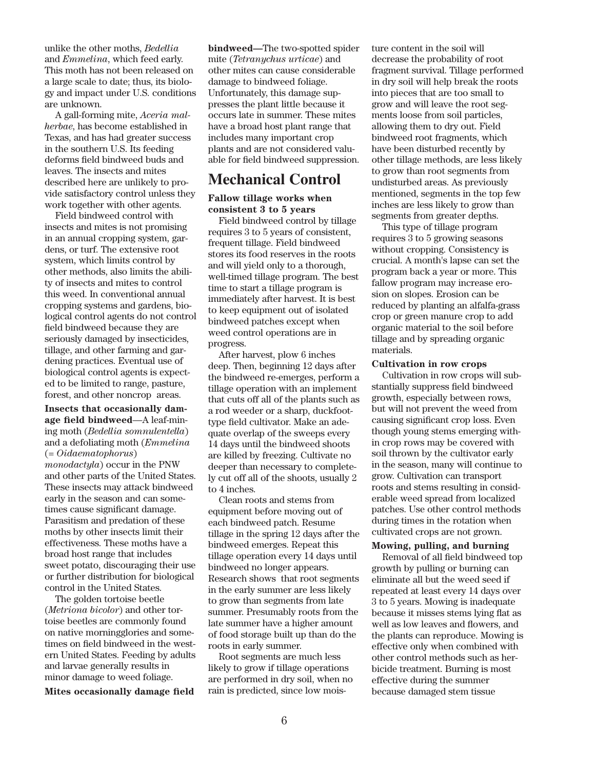unlike the other moths, *Bedellia* and *Emmelina*, which feed early. This moth has not been released on a large scale to date; thus, its biology and impact under U.S. conditions are unknown.

A gall-forming mite, *Aceria malherbae*, has become established in Texas, and has had greater success in the southern U.S. Its feeding deforms field bindweed buds and leaves. The insects and mites described here are unlikely to provide satisfactory control unless they work together with other agents.

Field bindweed control with insects and mites is not promising in an annual cropping system, gardens, or turf. The extensive root system, which limits control by other methods, also limits the ability of insects and mites to control this weed. In conventional annual cropping systems and gardens, biological control agents do not control field bindweed because they are seriously damaged by insecticides, tillage, and other farming and gardening practices. Eventual use of biological control agents is expected to be limited to range, pasture, forest, and other noncrop areas.

**Insects that occasionally damage field bindweed**—A leaf-mining moth (*Bedellia somnulentella*) and a defoliating moth (*Emmelina* (= *Oidaematophorus*) *monodactyla*) occur in the PNW and other parts of the United States. These insects may attack bindweed early in the season and can sometimes cause significant damage. Parasitism and predation of these moths by other insects limit their effectiveness. These moths have a broad host range that includes sweet potato, discouraging their use or further distribution for biological control in the United States.

The golden tortoise beetle (*Metriona bicolor*) and other tortoise beetles are commonly found on native morningglories and sometimes on field bindweed in the western United States. Feeding by adults and larvae generally results in minor damage to weed foliage.

**Mites occasionally damage field bindweed—**The two-spotted spider mite (*Tetranychus urticae*) and other mites can cause considerable damage to bindweed foliage. Unfortunately, this damage suppresses the plant little because it occurs late in summer. These mites have a broad host plant range that includes many important crop plants and are not considered valuable for field bindweed suppression.

# Mechanical Control

**Fallow tillage works when consistent 3 to 5 years**

Field bindweed control by tillage requires 3 to 5 years of consistent, frequent tillage. Field bindweed stores its food reserves in the roots and will yield only to a thorough, well-timed tillage program. The best time to start a tillage program is immediately after harvest. It is best to keep equipment out of isolated bindweed patches except when weed control operations are in progress.

After harvest, plow 6 inches deep. Then, beginning 12 days after the bindweed re-emerges, perform a tillage operation with an implement that cuts off all of the plants such as a rod weeder or a sharp, duckfoot-type field cultivator. Make an adequate overlap of the sweeps every 14 days until the bindweed shoots are killed by freezing. Cultivate no deeper than necessary to completely cut off all of the shoots, usually 2 to 4 inches.

Clean roots and stems from equipment before moving out of each bindweed patch. Resume tillage in the spring 12 days after the bindweed emerges. Repeat this tillage operation every 14 days until bindweed no longer appears. Research shows that root segments in the early summer are less likely to grow than segments from late summer. Presumably roots from the late summer have a higher amount of food storage built up than do the roots in early summer.

Root segments are much less likely to grow if tillage operations are performed in dry soil, when no rain is predicted, since low moisture content in the soil will decrease the probability of root fragment survival. Tillage performed in dry soil will help break the roots into pieces that are too small to grow and will leave the root segments loose from soil particles, allowing them to dry out. Field bindweed root fragments, which have been disturbed recently by other tillage methods, are less likely to grow than root segments from undisturbed areas. As previously mentioned, segments in the top few inches are less likely to grow than segments from greater depths.

This type of tillage program requires 3 to 5 growing seasons without cropping. Consistency is crucial. A month's lapse can set the program back a year or more. This fallow program may increase erosion on slopes. Erosion can be reduced by planting an alfalfa-grass crop or green manure crop to add organic material to the soil before tillage and by spreading organic materials.

**Cultivation in row crops**

Cultivation in row crops will substantially suppress field bindweed growth, especially between rows, but will not prevent the weed from causing significant crop loss. Even though young stems emerging within crop rows may be covered with soil thrown by the cultivator early in the season, many will continue to grow. Cultivation can transport roots and stems resulting in considerable weed spread from localized patches. Use other control methods during times in the rotation when cultivated crops are not grown.

**Mowing, pulling, and burning**

Removal of all field bindweed top growth by pulling or burning can eliminate all but the weed seed if repeated at least every 14 days over 3 to 5 years. Mowing is inadequate because it misses stems lying flat as well as low leaves and flowers, and the plants can reproduce. Mowing is effective only when combined with other control methods such as herbicide treatment. Burning is most effective during the summer because damaged stem tissue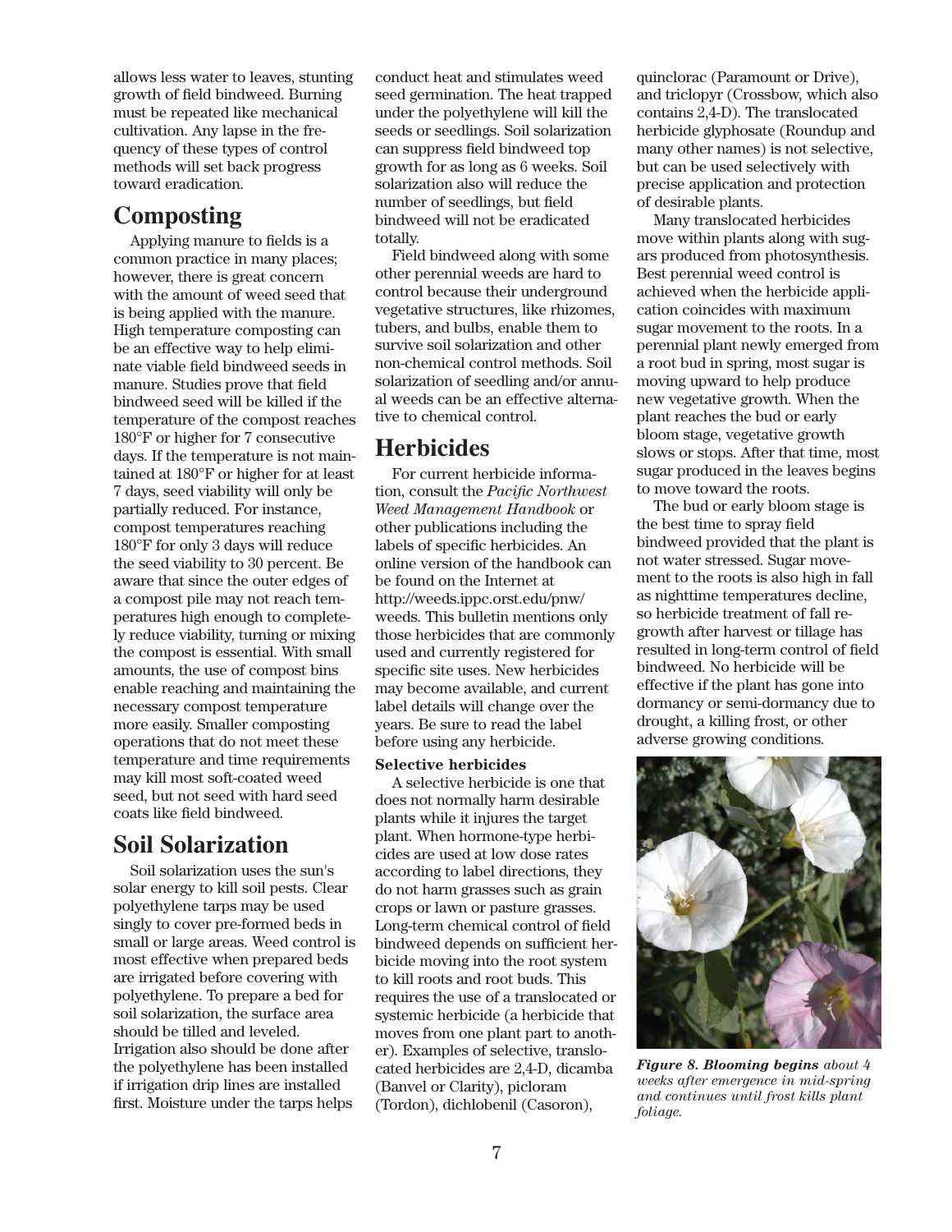allows less water to leaves, stunting growth of field bindweed. Burning must be repeated like mechanical cultivation. Any lapse in the frequency of these types of control methods will set back progress toward eradication.

## Composting

Applying manure to fields is a common practice in many places; however, there is great concern with the amount of weed seed that is being applied with the manure. High temperature composting can be an effective way to help eliminate viable field bindweed seeds in manure. Studies prove that field bindweed seed will be killed if the temperature of the compost reaches 180°F or higher for 7 consecutive days. If the temperature is not maintained at 180°F or higher for at least 7 days, seed viability will only be partially reduced. For instance, compost temperatures reaching 180°F for only 3 days will reduce the seed viability to 30 percent. Be aware that since the outer edges of a compost pile may not reach temperatures high enough to completely reduce viability, turning or mixing the compost is essential. With small amounts, the use of compost bins enable reaching and maintaining the necessary compost temperature more easily. Smaller composting operations that do not meet these temperature and time requirements may kill most soft-coated weed seed, but not seed with hard seed coats like field bindweed.

## Soil Solarization

Soil solarization uses the sun's solar energy to kill soil pests. Clear polyethylene tarps may be used singly to cover pre-formed beds in small or large areas. Weed control is most effective when prepared beds are irrigated before covering with polyethylene. To prepare a bed for soil solarization, the surface area should be tilled and leveled. Irrigation also should be done after the polyethylene has been installed if irrigation drip lines are installed first. Moisture under the tarps helps conduct heat and stimulates weed seed germination. The heat trapped under the polyethylene will kill the seeds or seedlings. Soil solarization can suppress field bindweed top growth for as long as 6 weeks. Soil solarization also will reduce the number of seedlings, but field bindweed will not be eradicated totally.

Field bindweed along with some other perennial weeds are hard to control because their underground vegetative structures, like rhizomes, tubers, and bulbs, enable them to survive soil solarization and other non-chemical control methods. Soil solarization of seedling and/or annual weeds can be an effective alternative to chemical control.

## Herbicides

For current herbicide information, consult the *Pacific Northwest Weed Management Handbook* or other publications including the labels of specific herbicides. An online version of the handbook can be found on the Internet at http://weeds.ippc.orst.edu/pnw/weeds. This bulletin mentions only those herbicides that are commonly used and currently registered for specific site uses. New herbicides may become available, and current label details will change over the years. Be sure to read the label before using any herbicide.

**Selective herbicides**

A selective herbicide is one that does not normally harm desirable plants while it injures the target plant. When hormone-type herbicides are used at low dose rates according to label directions, they do not harm grasses such as grain crops or lawn or pasture grasses. Long-term chemical control of field bindweed depends on sufficient herbicide moving into the root system to kill roots and root buds. This requires the use of a translocated or systemic herbicide (a herbicide that moves from one plant part to another). Examples of selective, translocated herbicides are 2,4-D, dicamba (Banvel or Clarity), picloram (Tordon), dichlobenil (Casoron), quinclorac (Paramount or Drive), and triclopyr (Crossbow, which also contains 2,4-D). The translocated herbicide glyphosate (Roundup and many other names) is not selective, but can be used selectively with precise application and protection of desirable plants.

Many translocated herbicides move within plants along with sugars produced from photosynthesis. Best perennial weed control is achieved when the herbicide application coincides with maximum sugar movement to the roots. In a perennial plant newly emerged from a root bud in spring, most sugar is moving upward to help produce new vegetative growth. When the plant reaches the bud or early bloom stage, vegetative growth slows or stops. After that time, most sugar produced in the leaves begins to move toward the roots.

The bud or early bloom stage is the best time to spray field bindweed provided that the plant is not water stressed. Sugar movement to the roots is also high in fall as nighttime temperatures decline, so herbicide treatment of fall regrowth after harvest or tillage has resulted in long-term control of field bindweed. No herbicide will be effective if the plant has gone into dormancy or semi-dormancy due to drought, a killing frost, or other adverse growing conditions.

***Figure 8. Blooming begins*** *about 4 weeks after emergence in mid-spring and continues until frost kills plant foliage.*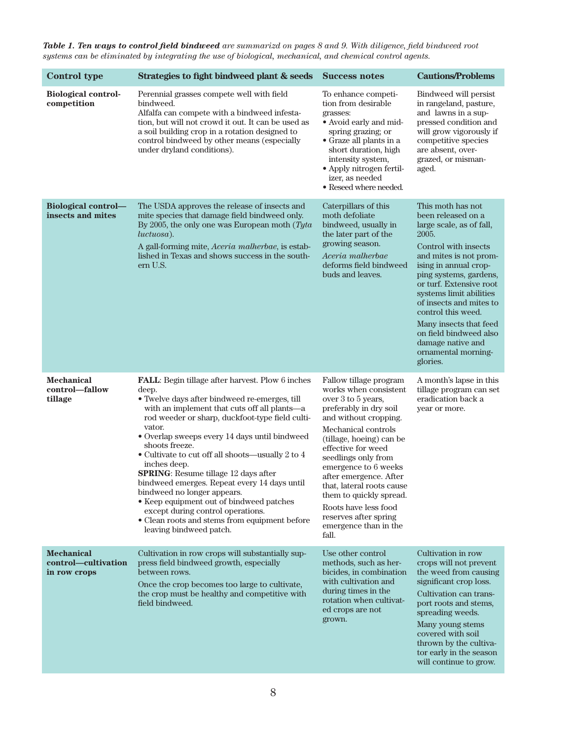***Table 1. Ten ways to control field bindweed*** *are summarizd on pages 8 and 9. With diligence, field bindweed root systems can be eliminated by integrating the use of biological, mechanical, and chemical control agents.*

| Control type | Strategies to fight bindweed plant & seeds | Success notes | Cautions/Problems |
|---|---|---|---|
| **Biological control-competition** | Perennial grasses compete well with field bindweed.<br>Alfalfa can compete with a bindweed infestation, but will not crowd it out. It can be used as a soil building crop in a rotation designed to control bindweed by other means (especially under dryland conditions). | To enhance competition from desirable grasses:<br>• Avoid early and mid-spring grazing; or<br>• Graze all plants in a short duration, high intensity system,<br>• Apply nitrogen fertilizer, as needed<br>• Reseed where needed. | Bindweed will persist in rangeland, pasture, and lawns in a suppressed condition and will grow vigorously if competitive species are absent, overgrazed, or mismanaged. |
| **Biological control—insects and mites** | The USDA approves the release of insects and mite species that damage field bindweed only. By 2005, the only one was European moth (*Tyta luctuosa*).<br>A gall-forming mite, *Aceria malherbae*, is established in Texas and shows success in the southern U.S. | Caterpillars of this moth defoliate bindweed, usually in the later part of the growing season.<br>*Aceria malherbae* deforms field bindweed buds and leaves. | This moth has not been released on a large scale, as of fall, 2005.<br>Control with insects and mites is not promising in annual cropping systems, gardens, or turf. Extensive root systems limit abilities of insects and mites to control this weed.<br>Many insects that feed on field bindweed also damage native and ornamental morning-glories. |
| **Mechanical control—fallow tillage** | **FALL**: Begin tillage after harvest. Plow 6 inches deep.<br>• Twelve days after bindweed re-emerges, till with an implement that cuts off all plants—a rod weeder or sharp, duckfoot-type field cultivator.<br>• Overlap sweeps every 14 days until bindweed shoots freeze.<br>• Cultivate to cut off all shoots—usually 2 to 4 inches deep.<br>**SPRING**: Resume tillage 12 days after bindweed emerges. Repeat every 14 days until bindweed no longer appears.<br>• Keep equipment out of bindweed patches except during control operations.<br>• Clean roots and stems from equipment before leaving bindweed patch. | Fallow tillage program works when consistent over 3 to 5 years, preferably in dry soil and without cropping.<br>Mechanical controls (tillage, hoeing) can be effective for weed seedlings only from emergence to 6 weeks after emergence. After that, lateral roots cause them to quickly spread.<br>Roots have less food reserves after spring emergence than in the fall. | A month's lapse in this tillage program can set eradication back a year or more. |
| **Mechanical control—cultivation in row crops** | Cultivation in row crops will substantially suppress field bindweed growth, especially between rows.<br>Once the crop becomes too large to cultivate, the crop must be healthy and competitive with field bindweed. | Use other control methods, such as herbicides, in combination with cultivation and during times in the rotation when cultivated crops are not grown. | Cultivation in row crops will not prevent the weed from causing significant crop loss.<br>Cultivation can transport roots and stems, spreading weeds.<br>Many young stems covered with soil thrown by the cultivator early in the season will continue to grow. |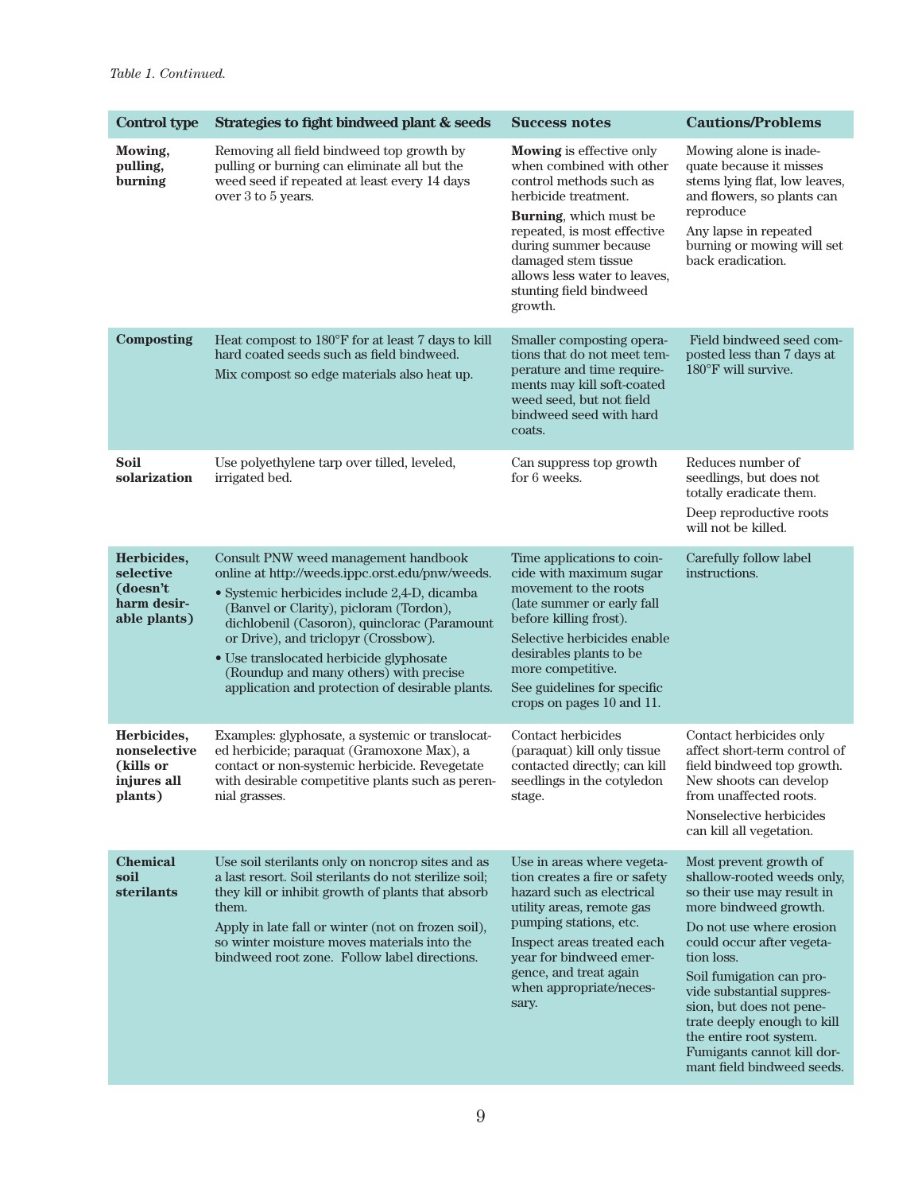*Table 1. Continued.*

| Control type | Strategies to fight bindweed plant & seeds | Success notes | Cautions/Problems |
|---|---|---|---|
| **Mowing, pulling, burning** | Removing all field bindweed top growth by pulling or burning can eliminate all but the weed seed if repeated at least every 14 days over 3 to 5 years. | **Mowing** is effective only when combined with other control methods such as herbicide treatment. **Burning**, which must be repeated, is most effective during summer because damaged stem tissue allows less water to leaves, stunting field bindweed growth. | Mowing alone is inadequate because it misses stems lying flat, low leaves, and flowers, so plants can reproduce. Any lapse in repeated burning or mowing will set back eradication. |
| **Composting** | Heat compost to 180°F for at least 7 days to kill hard coated seeds such as field bindweed. Mix compost so edge materials also heat up. | Smaller composting operations that do not meet temperature and time requirements may kill soft-coated weed seed, but not field bindweed seed with hard coats. | Field bindweed seed composted less than 7 days at 180°F will survive. |
| **Soil solarization** | Use polyethylene tarp over tilled, leveled, irrigated bed. | Can suppress top growth for 6 weeks. | Reduces number of seedlings, but does not totally eradicate them. Deep reproductive roots will not be killed. |
| **Herbicides, selective (doesn't harm desirable plants)** | Consult PNW weed management handbook online at http://weeds.ippc.orst.edu/pnw/weeds. • Systemic herbicides include 2,4-D, dicamba (Banvel or Clarity), picloram (Tordon), dichlobenil (Casoron), quinclorac (Paramount or Drive), and triclopyr (Crossbow). • Use translocated herbicide glyphosate (Roundup and many others) with precise application and protection of desirable plants. | Time applications to coincide with maximum sugar movement to the roots (late summer or early fall before killing frost). Selective herbicides enable desirables plants to be more competitive. See guidelines for specific crops on pages 10 and 11. | Carefully follow label instructions. |
| **Herbicides, nonselective (kills or injures all plants)** | Examples: glyphosate, a systemic or translocated herbicide; paraquat (Gramoxone Max), a contact or non-systemic herbicide. Revegetate with desirable competitive plants such as perennial grasses. | Contact herbicides (paraquat) kill only tissue contacted directly; can kill seedlings in the cotyledon stage. | Contact herbicides only affect short-term control of field bindweed top growth. New shoots can develop from unaffected roots. Nonselective herbicides can kill all vegetation. |
| **Chemical soil sterilants** | Use soil sterilants only on noncrop sites and as a last resort. Soil sterilants do not sterilize soil; they kill or inhibit growth of plants that absorb them. Apply in late fall or winter (not on frozen soil), so winter moisture moves materials into the bindweed root zone. Follow label directions. | Use in areas where vegetation creates a fire or safety hazard such as electrical utility areas, remote gas pumping stations, etc. Inspect areas treated each year for bindweed emergence, and treat again when appropriate/necessary. | Most prevent growth of shallow-rooted weeds only, so their use may result in more bindweed growth. Do not use where erosion could occur after vegetation loss. Soil fumigation can provide substantial suppression, but does not penetrate deeply enough to kill the entire root system. Fumigants cannot kill dormant field bindweed seeds. |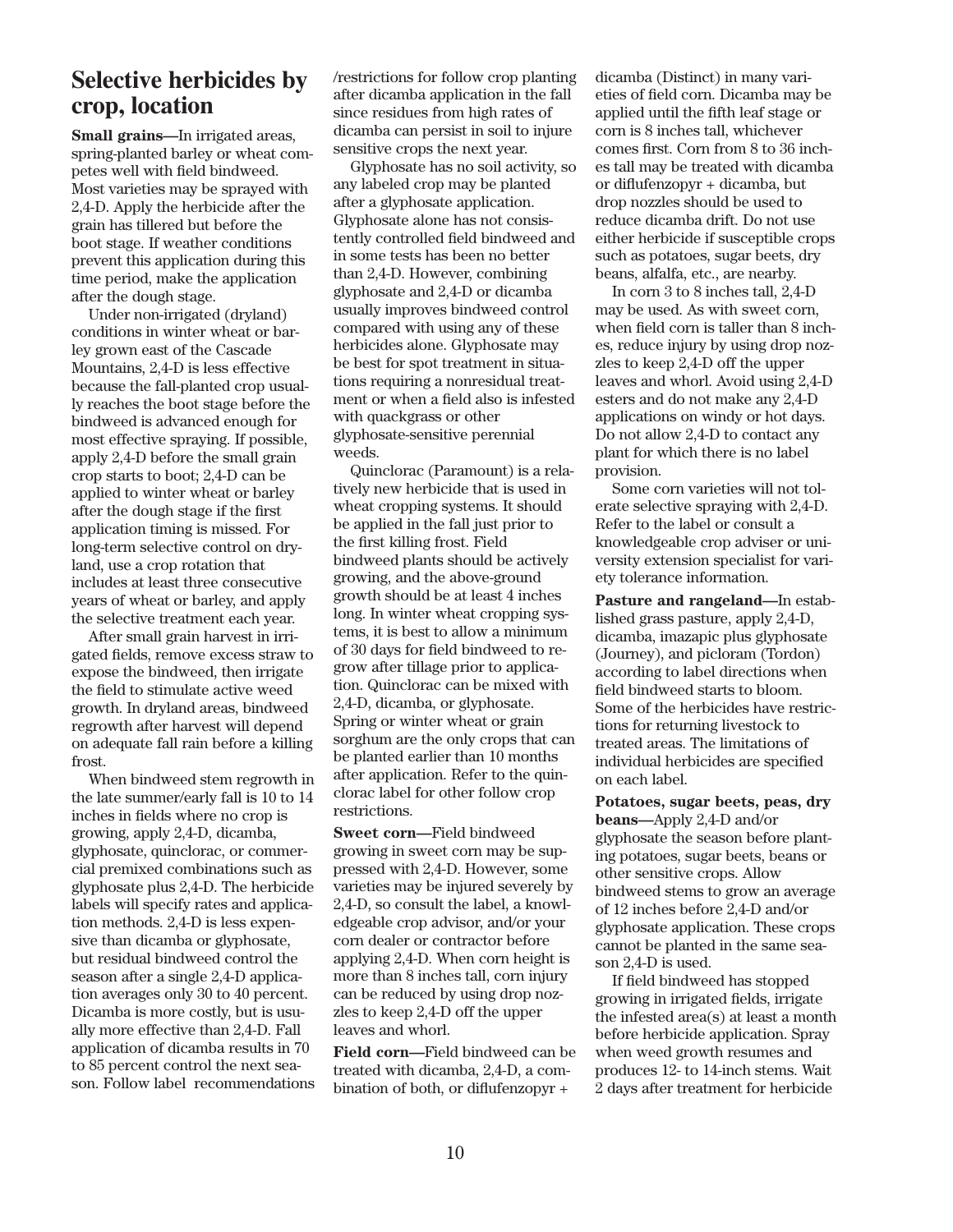## Selective herbicides by crop, location

**Small grains—**In irrigated areas, spring-planted barley or wheat competes well with field bindweed. Most varieties may be sprayed with 2,4-D. Apply the herbicide after the grain has tillered but before the boot stage. If weather conditions prevent this application during this time period, make the application after the dough stage.

Under non-irrigated (dryland) conditions in winter wheat or barley grown east of the Cascade Mountains, 2,4-D is less effective because the fall-planted crop usually reaches the boot stage before the bindweed is advanced enough for most effective spraying. If possible, apply 2,4-D before the small grain crop starts to boot; 2,4-D can be applied to winter wheat or barley after the dough stage if the first application timing is missed. For long-term selective control on dryland, use a crop rotation that includes at least three consecutive years of wheat or barley, and apply the selective treatment each year.

After small grain harvest in irrigated fields, remove excess straw to expose the bindweed, then irrigate the field to stimulate active weed growth. In dryland areas, bindweed regrowth after harvest will depend on adequate fall rain before a killing frost.

When bindweed stem regrowth in the late summer/early fall is 10 to 14 inches in fields where no crop is growing, apply 2,4-D, dicamba, glyphosate, quinclorac, or commercial premixed combinations such as glyphosate plus 2,4-D. The herbicide labels will specify rates and application methods. 2,4-D is less expensive than dicamba or glyphosate, but residual bindweed control the season after a single 2,4-D application averages only 30 to 40 percent. Dicamba is more costly, but is usually more effective than 2,4-D. Fall application of dicamba results in 70 to 85 percent control the next season. Follow label recommendations/restrictions for follow crop planting after dicamba application in the fall since residues from high rates of dicamba can persist in soil to injure sensitive crops the next year.

Glyphosate has no soil activity, so any labeled crop may be planted after a glyphosate application. Glyphosate alone has not consistently controlled field bindweed and in some tests has been no better than 2,4-D. However, combining glyphosate and 2,4-D or dicamba usually improves bindweed control compared with using any of these herbicides alone. Glyphosate may be best for spot treatment in situations requiring a nonresidual treatment or when a field also is infested with quackgrass or other glyphosate-sensitive perennial weeds.

Quinclorac (Paramount) is a relatively new herbicide that is used in wheat cropping systems. It should be applied in the fall just prior to the first killing frost. Field bindweed plants should be actively growing, and the above-ground growth should be at least 4 inches long. In winter wheat cropping systems, it is best to allow a minimum of 30 days for field bindweed to regrow after tillage prior to application. Quinclorac can be mixed with 2,4-D, dicamba, or glyphosate. Spring or winter wheat or grain sorghum are the only crops that can be planted earlier than 10 months after application. Refer to the quinclorac label for other follow crop restrictions.

**Sweet corn—**Field bindweed growing in sweet corn may be suppressed with 2,4-D. However, some varieties may be injured severely by 2,4-D, so consult the label, a knowledgeable crop advisor, and/or your corn dealer or contractor before applying 2,4-D. When corn height is more than 8 inches tall, corn injury can be reduced by using drop nozzles to keep 2,4-D off the upper leaves and whorl.

**Field corn—**Field bindweed can be treated with dicamba, 2,4-D, a combination of both, or diflufenzopyr + dicamba (Distinct) in many varieties of field corn. Dicamba may be applied until the fifth leaf stage or corn is 8 inches tall, whichever comes first. Corn from 8 to 36 inches tall may be treated with dicamba or diflufenzopyr + dicamba, but drop nozzles should be used to reduce dicamba drift. Do not use either herbicide if susceptible crops such as potatoes, sugar beets, dry beans, alfalfa, etc., are nearby.

In corn 3 to 8 inches tall, 2,4-D may be used. As with sweet corn, when field corn is taller than 8 inches, reduce injury by using drop nozzles to keep 2,4-D off the upper leaves and whorl. Avoid using 2,4-D esters and do not make any 2,4-D applications on windy or hot days. Do not allow 2,4-D to contact any plant for which there is no label provision.

Some corn varieties will not tolerate selective spraying with 2,4-D. Refer to the label or consult a knowledgeable crop adviser or university extension specialist for variety tolerance information.

**Pasture and rangeland—**In established grass pasture, apply 2,4-D, dicamba, imazapic plus glyphosate (Journey), and picloram (Tordon) according to label directions when field bindweed starts to bloom. Some of the herbicides have restrictions for returning livestock to treated areas. The limitations of individual herbicides are specified on each label.

**Potatoes, sugar beets, peas, dry beans—**Apply 2,4-D and/or glyphosate the season before planting potatoes, sugar beets, beans or other sensitive crops. Allow bindweed stems to grow an average of 12 inches before 2,4-D and/or glyphosate application. These crops cannot be planted in the same season 2,4-D is used.

If field bindweed has stopped growing in irrigated fields, irrigate the infested area(s) at least a month before herbicide application. Spray when weed growth resumes and produces 12- to 14-inch stems. Wait 2 days after treatment for herbicide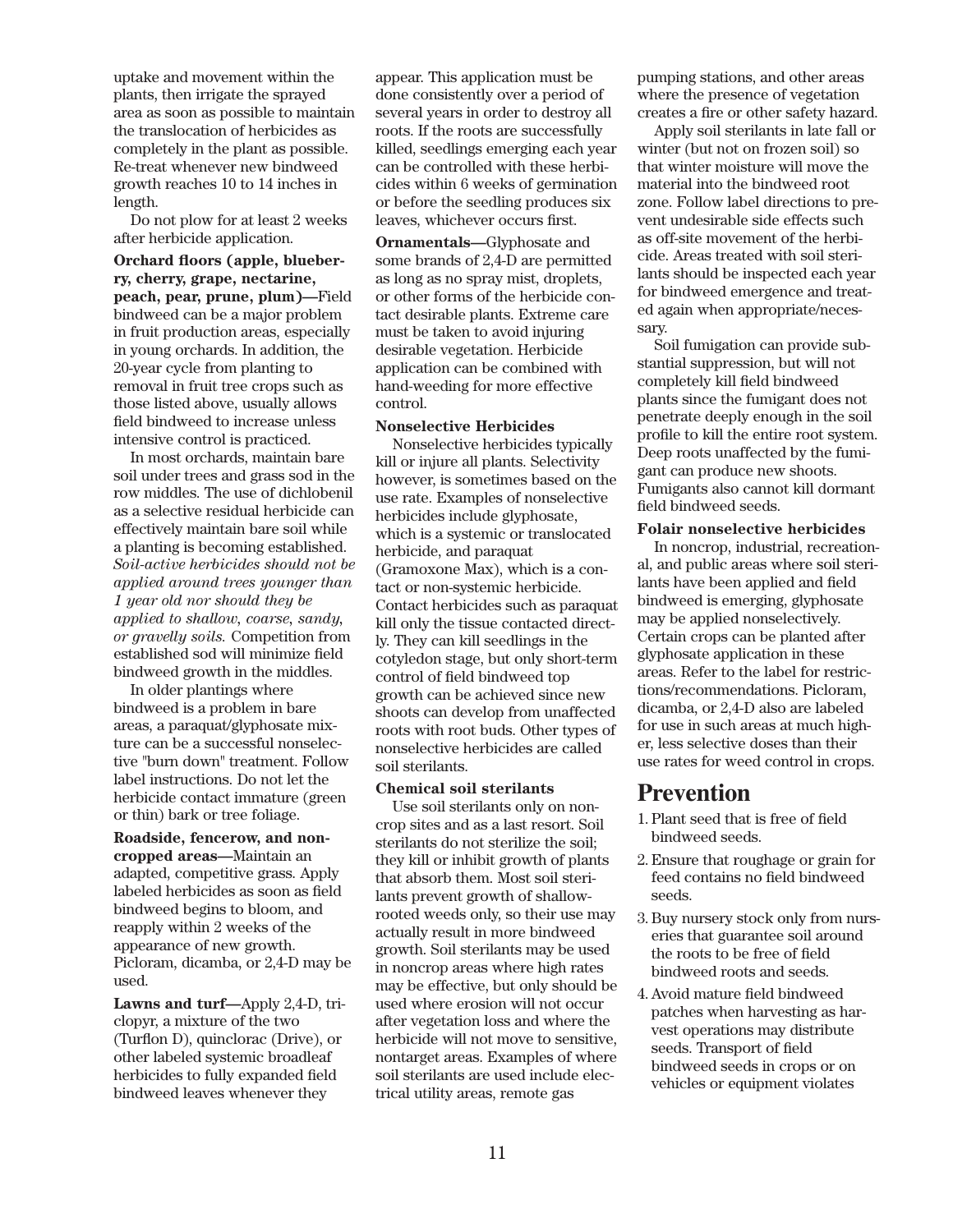uptake and movement within the plants, then irrigate the sprayed area as soon as possible to maintain the translocation of herbicides as completely in the plant as possible. Re-treat whenever new bindweed growth reaches 10 to 14 inches in length.

Do not plow for at least 2 weeks after herbicide application.

**Orchard floors (apple, blueberry, cherry, grape, nectarine, peach, pear, prune, plum)—**Field bindweed can be a major problem in fruit production areas, especially in young orchards. In addition, the 20-year cycle from planting to removal in fruit tree crops such as those listed above, usually allows field bindweed to increase unless intensive control is practiced.

In most orchards, maintain bare soil under trees and grass sod in the row middles. The use of dichlobenil as a selective residual herbicide can effectively maintain bare soil while a planting is becoming established. *Soil-active herbicides should not be applied around trees younger than 1 year old nor should they be applied to shallow, coarse, sandy, or gravelly soils.* Competition from established sod will minimize field bindweed growth in the middles.

In older plantings where bindweed is a problem in bare areas, a paraquat/glyphosate mixture can be a successful nonselective "burn down" treatment. Follow label instructions. Do not let the herbicide contact immature (green or thin) bark or tree foliage.

**Roadside, fencerow, and noncropped areas—**Maintain an adapted, competitive grass. Apply labeled herbicides as soon as field bindweed begins to bloom, and reapply within 2 weeks of the appearance of new growth. Picloram, dicamba, or 2,4-D may be used.

**Lawns and turf—**Apply 2,4-D, triclopyr, a mixture of the two (Turflon D), quinclorac (Drive), or other labeled systemic broadleaf herbicides to fully expanded field bindweed leaves whenever they appear. This application must be done consistently over a period of several years in order to destroy all roots. If the roots are successfully killed, seedlings emerging each year can be controlled with these herbicides within 6 weeks of germination or before the seedling produces six leaves, whichever occurs first.

**Ornamentals—**Glyphosate and some brands of 2,4-D are permitted as long as no spray mist, droplets, or other forms of the herbicide contact desirable plants. Extreme care must be taken to avoid injuring desirable vegetation. Herbicide application can be combined with hand-weeding for more effective control.

### Nonselective Herbicides

Nonselective herbicides typically kill or injure all plants. Selectivity however, is sometimes based on the use rate. Examples of nonselective herbicides include glyphosate, which is a systemic or translocated herbicide, and paraquat (Gramoxone Max), which is a contact or non-systemic herbicide. Contact herbicides such as paraquat kill only the tissue contacted directly. They can kill seedlings in the cotyledon stage, but only short-term control of field bindweed top growth can be achieved since new shoots can develop from unaffected roots with root buds. Other types of nonselective herbicides are called soil sterilants.

### Chemical soil sterilants

Use soil sterilants only on noncrop sites and as a last resort. Soil sterilants do not sterilize the soil; they kill or inhibit growth of plants that absorb them. Most soil sterilants prevent growth of shallow-rooted weeds only, so their use may actually result in more bindweed growth. Soil sterilants may be used in noncrop areas where high rates may be effective, but only should be used where erosion will not occur after vegetation loss and where the herbicide will not move to sensitive, nontarget areas. Examples of where soil sterilants are used include electrical utility areas, remote gas pumping stations, and other areas where the presence of vegetation creates a fire or other safety hazard.

Apply soil sterilants in late fall or winter (but not on frozen soil) so that winter moisture will move the material into the bindweed root zone. Follow label directions to prevent undesirable side effects such as off-site movement of the herbicide. Areas treated with soil sterilants should be inspected each year for bindweed emergence and treated again when appropriate/necessary.

Soil fumigation can provide substantial suppression, but will not completely kill field bindweed plants since the fumigant does not penetrate deeply enough in the soil profile to kill the entire root system. Deep roots unaffected by the fumigant can produce new shoots. Fumigants also cannot kill dormant field bindweed seeds.

### Folair nonselective herbicides

In noncrop, industrial, recreational, and public areas where soil sterilants have been applied and field bindweed is emerging, glyphosate may be applied nonselectively. Certain crops can be planted after glyphosate application in these areas. Refer to the label for restrictions/recommendations. Picloram, dicamba, or 2,4-D also are labeled for use in such areas at much higher, less selective doses than their use rates for weed control in crops.

## Prevention

1. Plant seed that is free of field bindweed seeds.
2. Ensure that roughage or grain for feed contains no field bindweed seeds.
3. Buy nursery stock only from nurseries that guarantee soil around the roots to be free of field bindweed roots and seeds.
4. Avoid mature field bindweed patches when harvesting as harvest operations may distribute seeds. Transport of field bindweed seeds in crops or on vehicles or equipment violates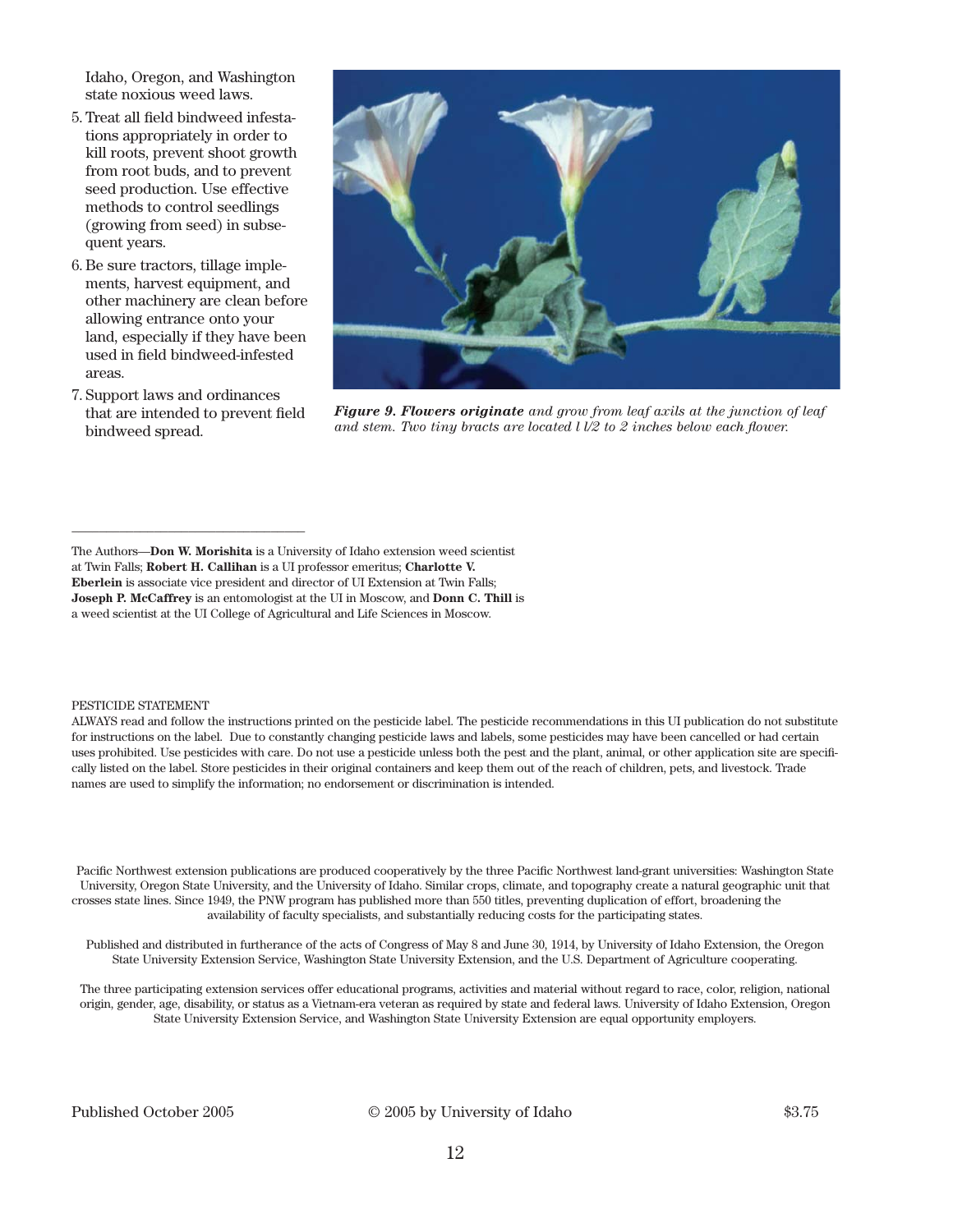Idaho, Oregon, and Washington state noxious weed laws.

5. Treat all field bindweed infestations appropriately in order to kill roots, prevent shoot growth from root buds, and to prevent seed production. Use effective methods to control seedlings (growing from seed) in subsequent years.
6. Be sure tractors, tillage implements, harvest equipment, and other machinery are clean before allowing entrance onto your land, especially if they have been used in field bindweed-infested areas.
7. Support laws and ordinances that are intended to prevent field bindweed spread.

***Figure 9. Flowers originate*** *and grow from leaf axils at the junction of leaf and stem. Two tiny bracts are located 1 1/2 to 2 inches below each flower.*

---

The Authors—**Don W. Morishita** is a University of Idaho extension weed scientist at Twin Falls; **Robert H. Callihan** is a UI professor emeritus; **Charlotte V. Eberlein** is associate vice president and director of UI Extension at Twin Falls; **Joseph P. McCaffrey** is an entomologist at the UI in Moscow, and **Donn C. Thill** is a weed scientist at the UI College of Agricultural and Life Sciences in Moscow.

PESTICIDE STATEMENT

ALWAYS read and follow the instructions printed on the pesticide label. The pesticide recommendations in this UI publication do not substitute for instructions on the label. Due to constantly changing pesticide laws and labels, some pesticides may have been cancelled or had certain uses prohibited. Use pesticides with care. Do not use a pesticide unless both the pest and the plant, animal, or other application site are specifically listed on the label. Store pesticides in their original containers and keep them out of the reach of children, pets, and livestock. Trade names are used to simplify the information; no endorsement or discrimination is intended.

Pacific Northwest extension publications are produced cooperatively by the three Pacific Northwest land-grant universities: Washington State University, Oregon State University, and the University of Idaho. Similar crops, climate, and topography create a natural geographic unit that crosses state lines. Since 1949, the PNW program has published more than 550 titles, preventing duplication of effort, broadening the availability of faculty specialists, and substantially reducing costs for the participating states.

Published and distributed in furtherance of the acts of Congress of May 8 and June 30, 1914, by University of Idaho Extension, the Oregon State University Extension Service, Washington State University Extension, and the U.S. Department of Agriculture cooperating.

The three participating extension services offer educational programs, activities and material without regard to race, color, religion, national origin, gender, age, disability, or status as a Vietnam-era veteran as required by state and federal laws. University of Idaho Extension, Oregon State University Extension Service, and Washington State University Extension are equal opportunity employers.

Published October 2005 © 2005 by University of Idaho $3.75